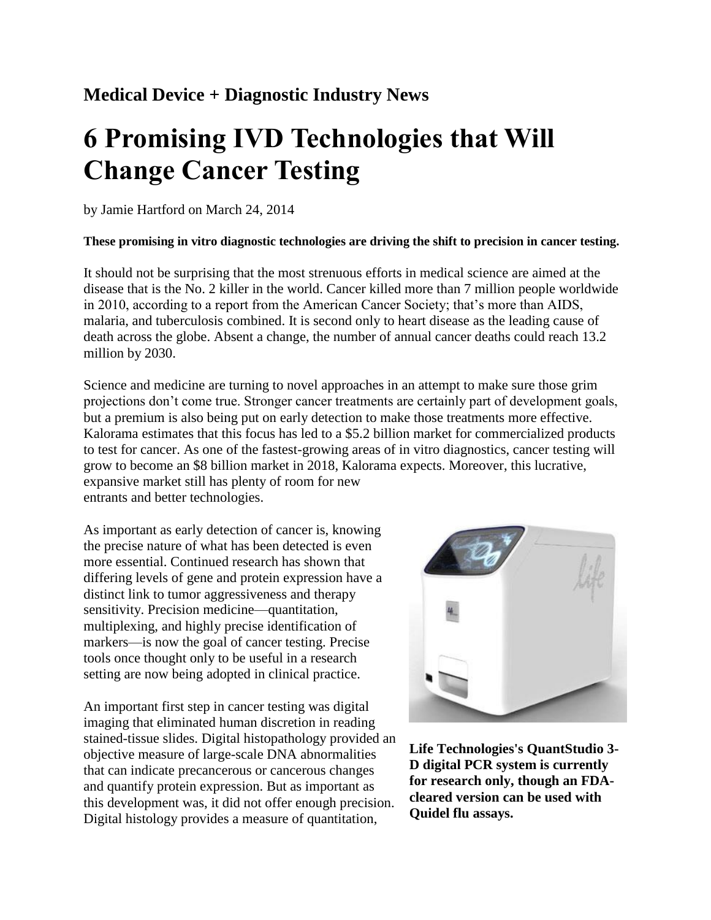**Medical Device + Diagnostic Industry News**

# 6 Promising IVD Technologies that Will Change Cancer Testing

by Jamie Hartford on March 24, 2014

**These promising in vitro diagnostic technologies are driving the shift to precision in cancer testing.**

It should not be surprising that the most strenuous efforts in medical science are aimed at the disease that is the No. 2 killer in the world. Cancer killed more than 7 million people worldwide in 2010, according to a report from the American Cancer Society; that's more than AIDS, malaria, and tuberculosis combined. It is second only to heart disease as the leading cause of death across the globe. Absent a change, the number of annual cancer deaths could reach 13.2 million by 2030.

Science and medicine are turning to novel approaches in an attempt to make sure those grim projections don't come true. Stronger cancer treatments are certainly part of development goals, but a premium is also being put on early detection to make those treatments more effective. Kalorama estimates that this focus has led to a $5.2 billion market for commercialized products to test for cancer. As one of the fastest-growing areas of in vitro diagnostics, cancer testing will grow to become an $8 billion market in 2018, Kalorama expects. Moreover, this lucrative, expansive market still has plenty of room for new entrants and better technologies.

As important as early detection of cancer is, knowing the precise nature of what has been detected is even more essential. Continued research has shown that differing levels of gene and protein expression have a distinct link to tumor aggressiveness and therapy sensitivity. Precision medicine—quantitation, multiplexing, and highly precise identification of markers—is now the goal of cancer testing. Precise tools once thought only to be useful in a research setting are now being adopted in clinical practice.

**Life Technologies's QuantStudio 3-D digital PCR system is currently for research only, though an FDA-cleared version can be used with Quidel flu assays.**

An important first step in cancer testing was digital imaging that eliminated human discretion in reading stained-tissue slides. Digital histopathology provided an objective measure of large-scale DNA abnormalities that can indicate precancerous or cancerous changes and quantify protein expression. But as important as this development was, it did not offer enough precision. Digital histology provides a measure of quantitation,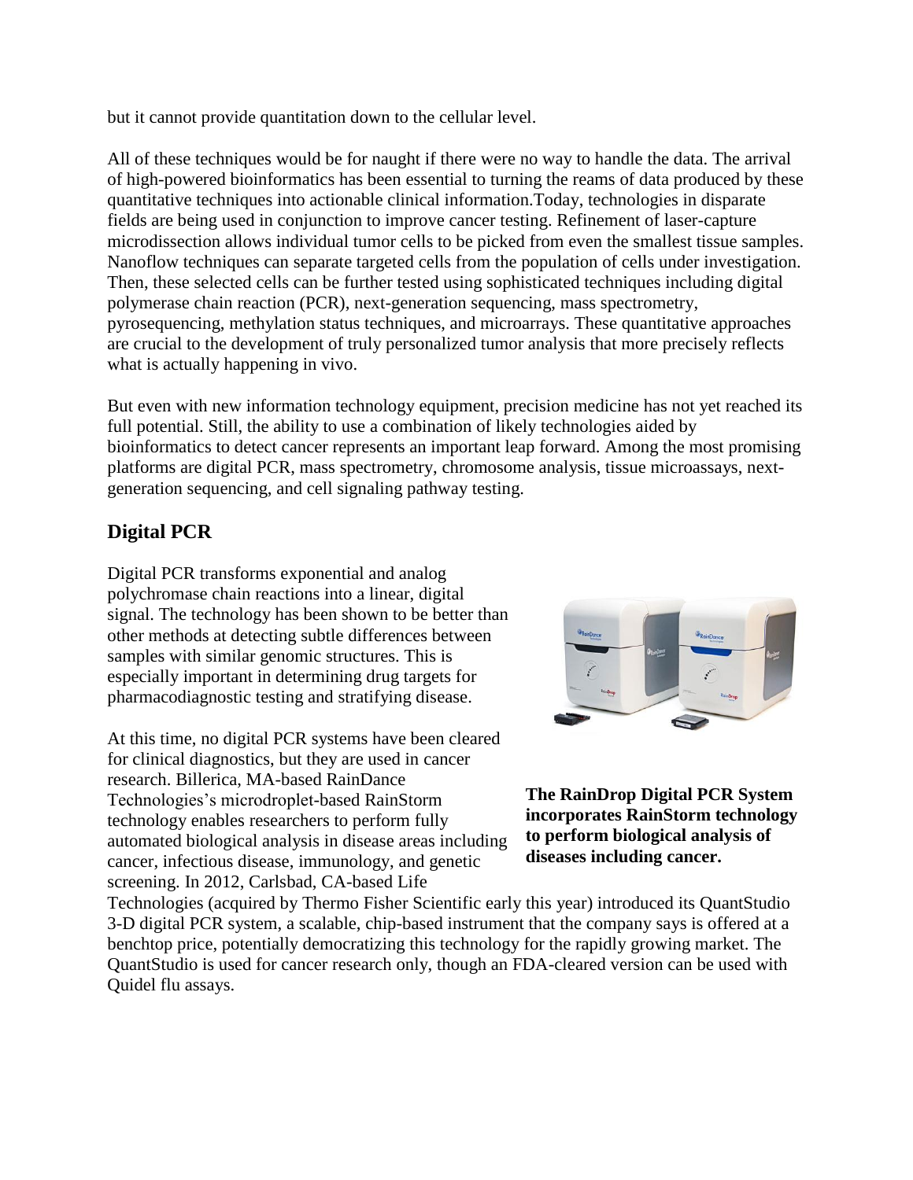but it cannot provide quantitation down to the cellular level.

All of these techniques would be for naught if there were no way to handle the data. The arrival of high-powered bioinformatics has been essential to turning the reams of data produced by these quantitative techniques into actionable clinical information.Today, technologies in disparate fields are being used in conjunction to improve cancer testing. Refinement of laser-capture microdissection allows individual tumor cells to be picked from even the smallest tissue samples. Nanoflow techniques can separate targeted cells from the population of cells under investigation. Then, these selected cells can be further tested using sophisticated techniques including digital polymerase chain reaction (PCR), next-generation sequencing, mass spectrometry, pyrosequencing, methylation status techniques, and microarrays. These quantitative approaches are crucial to the development of truly personalized tumor analysis that more precisely reflects what is actually happening in vivo.

But even with new information technology equipment, precision medicine has not yet reached its full potential. Still, the ability to use a combination of likely technologies aided by bioinformatics to detect cancer represents an important leap forward. Among the most promising platforms are digital PCR, mass spectrometry, chromosome analysis, tissue microassays, next-generation sequencing, and cell signaling pathway testing.

## Digital PCR

Digital PCR transforms exponential and analog polychromase chain reactions into a linear, digital signal. The technology has been shown to be better than other methods at detecting subtle differences between samples with similar genomic structures. This is especially important in determining drug targets for pharmacodiagnostic testing and stratifying disease.

**The RainDrop Digital PCR System incorporates RainStorm technology to perform biological analysis of diseases including cancer.**

At this time, no digital PCR systems have been cleared for clinical diagnostics, but they are used in cancer research. Billerica, MA-based RainDance Technologies's microdroplet-based RainStorm technology enables researchers to perform fully automated biological analysis in disease areas including cancer, infectious disease, immunology, and genetic screening. In 2012, Carlsbad, CA-based Life Technologies (acquired by Thermo Fisher Scientific early this year) introduced its QuantStudio 3-D digital PCR system, a scalable, chip-based instrument that the company says is offered at a benchtop price, potentially democratizing this technology for the rapidly growing market. The QuantStudio is used for cancer research only, though an FDA-cleared version can be used with Quidel flu assays.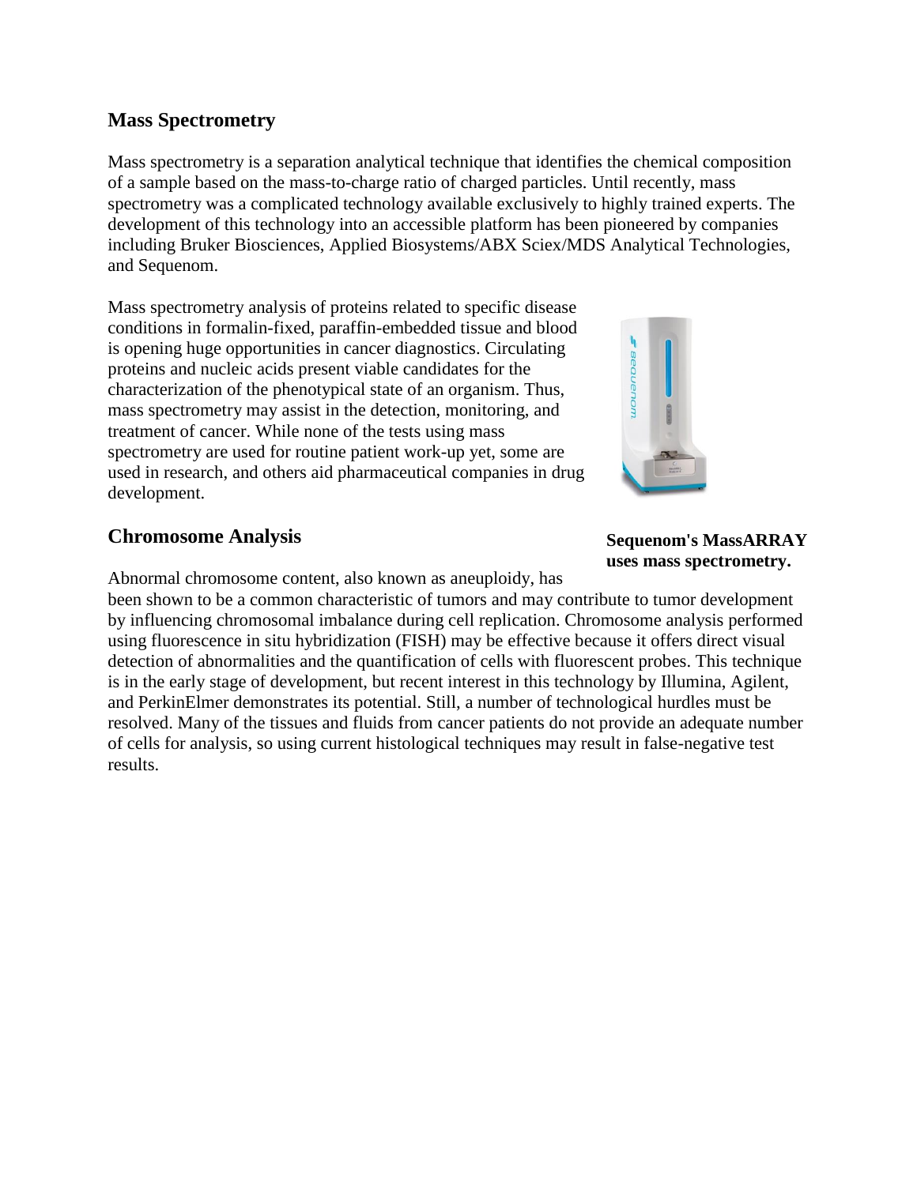## Mass Spectrometry

Mass spectrometry is a separation analytical technique that identifies the chemical composition of a sample based on the mass-to-charge ratio of charged particles. Until recently, mass spectrometry was a complicated technology available exclusively to highly trained experts. The development of this technology into an accessible platform has been pioneered by companies including Bruker Biosciences, Applied Biosystems/ABX Sciex/MDS Analytical Technologies, and Sequenom.

Mass spectrometry analysis of proteins related to specific disease conditions in formalin-fixed, paraffin-embedded tissue and blood is opening huge opportunities in cancer diagnostics. Circulating proteins and nucleic acids present viable candidates for the characterization of the phenotypical state of an organism. Thus, mass spectrometry may assist in the detection, monitoring, and treatment of cancer. While none of the tests using mass spectrometry are used for routine patient work-up yet, some are used in research, and others aid pharmaceutical companies in drug development.

**Sequenom's MassARRAY uses mass spectrometry.**

## Chromosome Analysis

Abnormal chromosome content, also known as aneuploidy, has been shown to be a common characteristic of tumors and may contribute to tumor development by influencing chromosomal imbalance during cell replication. Chromosome analysis performed using fluorescence in situ hybridization (FISH) may be effective because it offers direct visual detection of abnormalities and the quantification of cells with fluorescent probes. This technique is in the early stage of development, but recent interest in this technology by Illumina, Agilent, and PerkinElmer demonstrates its potential. Still, a number of technological hurdles must be resolved. Many of the tissues and fluids from cancer patients do not provide an adequate number of cells for analysis, so using current histological techniques may result in false-negative test results.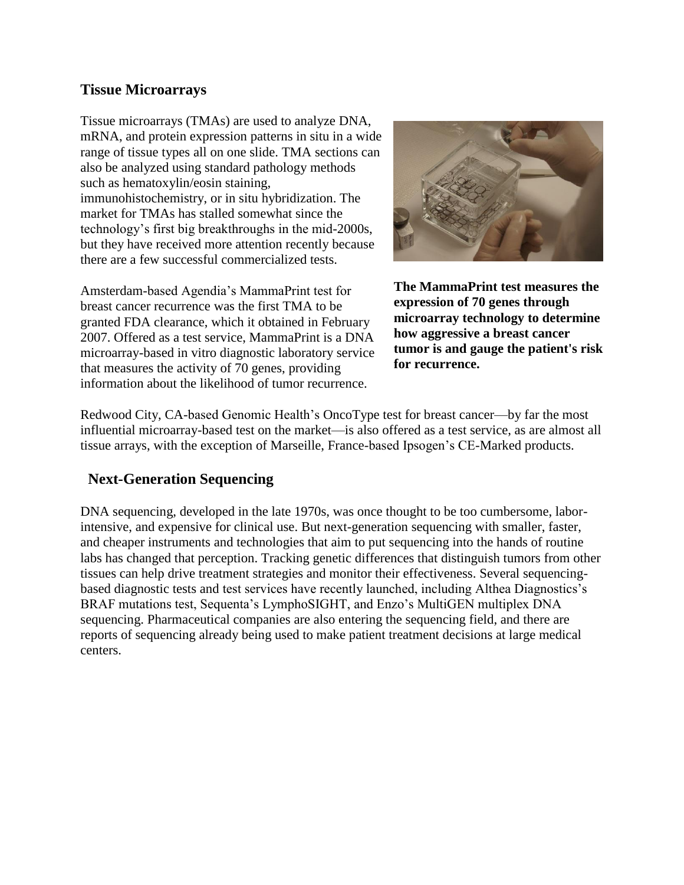## Tissue Microarrays

Tissue microarrays (TMAs) are used to analyze DNA, mRNA, and protein expression patterns in situ in a wide range of tissue types all on one slide. TMA sections can also be analyzed using standard pathology methods such as hematoxylin/eosin staining, immunohistochemistry, or in situ hybridization. The market for TMAs has stalled somewhat since the technology's first big breakthroughs in the mid-2000s, but they have received more attention recently because there are a few successful commercialized tests.

Amsterdam-based Agendia's MammaPrint test for breast cancer recurrence was the first TMA to be granted FDA clearance, which it obtained in February 2007. Offered as a test service, MammaPrint is a DNA microarray-based in vitro diagnostic laboratory service that measures the activity of 70 genes, providing information about the likelihood of tumor recurrence.

**The MammaPrint test measures the expression of 70 genes through microarray technology to determine how aggressive a breast cancer tumor is and gauge the patient's risk for recurrence.**

Redwood City, CA-based Genomic Health's OncoType test for breast cancer—by far the most influential microarray-based test on the market—is also offered as a test service, as are almost all tissue arrays, with the exception of Marseille, France-based Ipsogen's CE-Marked products.

## Next-Generation Sequencing

DNA sequencing, developed in the late 1970s, was once thought to be too cumbersome, labor-intensive, and expensive for clinical use. But next-generation sequencing with smaller, faster, and cheaper instruments and technologies that aim to put sequencing into the hands of routine labs has changed that perception. Tracking genetic differences that distinguish tumors from other tissues can help drive treatment strategies and monitor their effectiveness. Several sequencing-based diagnostic tests and test services have recently launched, including Althea Diagnostics's BRAF mutations test, Sequenta's LymphoSIGHT, and Enzo's MultiGEN multiplex DNA sequencing. Pharmaceutical companies are also entering the sequencing field, and there are reports of sequencing already being used to make patient treatment decisions at large medical centers.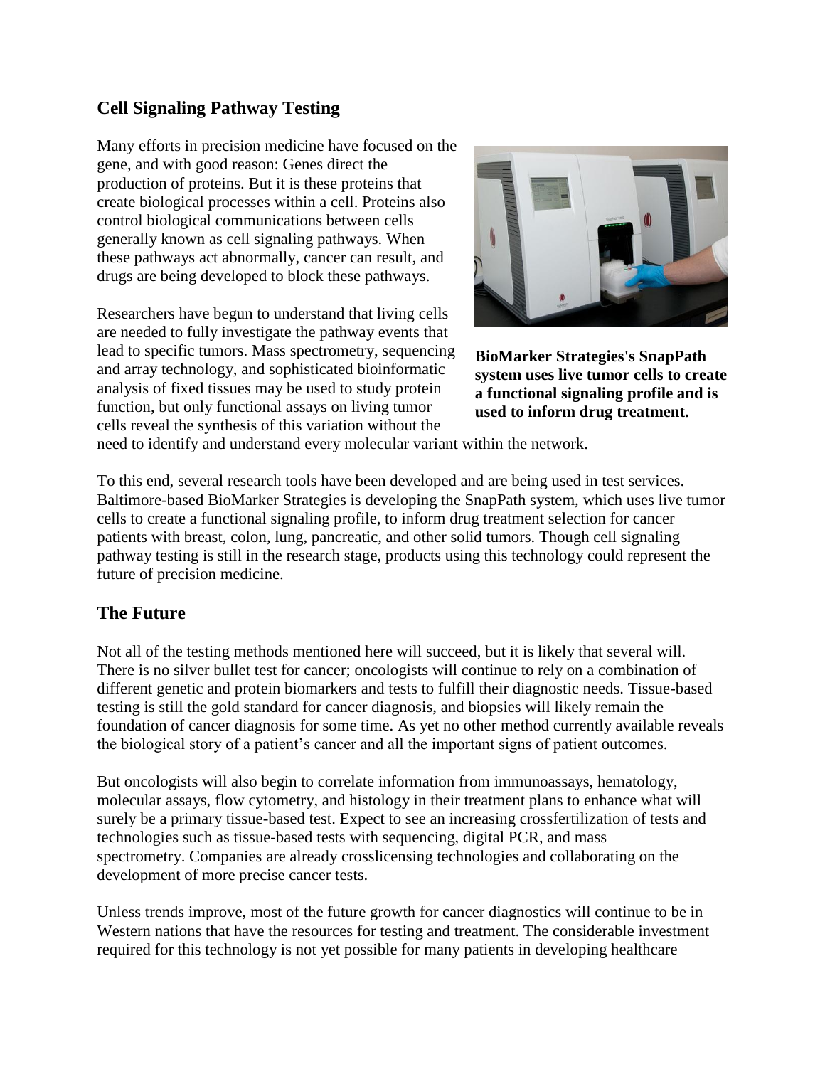## Cell Signaling Pathway Testing

Many efforts in precision medicine have focused on the gene, and with good reason: Genes direct the production of proteins. But it is these proteins that create biological processes within a cell. Proteins also control biological communications between cells generally known as cell signaling pathways. When these pathways act abnormally, cancer can result, and drugs are being developed to block these pathways.

Researchers have begun to understand that living cells are needed to fully investigate the pathway events that lead to specific tumors. Mass spectrometry, sequencing and array technology, and sophisticated bioinformatic analysis of fixed tissues may be used to study protein function, but only functional assays on living tumor cells reveal the synthesis of this variation without the need to identify and understand every molecular variant within the network.

**BioMarker Strategies's SnapPath system uses live tumor cells to create a functional signaling profile and is used to inform drug treatment.**

To this end, several research tools have been developed and are being used in test services. Baltimore-based BioMarker Strategies is developing the SnapPath system, which uses live tumor cells to create a functional signaling profile, to inform drug treatment selection for cancer patients with breast, colon, lung, pancreatic, and other solid tumors. Though cell signaling pathway testing is still in the research stage, products using this technology could represent the future of precision medicine.

## The Future

Not all of the testing methods mentioned here will succeed, but it is likely that several will. There is no silver bullet test for cancer; oncologists will continue to rely on a combination of different genetic and protein biomarkers and tests to fulfill their diagnostic needs. Tissue-based testing is still the gold standard for cancer diagnosis, and biopsies will likely remain the foundation of cancer diagnosis for some time. As yet no other method currently available reveals the biological story of a patient's cancer and all the important signs of patient outcomes.

But oncologists will also begin to correlate information from immunoassays, hematology, molecular assays, flow cytometry, and histology in their treatment plans to enhance what will surely be a primary tissue-based test. Expect to see an increasing crossfertilization of tests and technologies such as tissue-based tests with sequencing, digital PCR, and mass spectrometry. Companies are already crosslicensing technologies and collaborating on the development of more precise cancer tests.

Unless trends improve, most of the future growth for cancer diagnostics will continue to be in Western nations that have the resources for testing and treatment. The considerable investment required for this technology is not yet possible for many patients in developing healthcare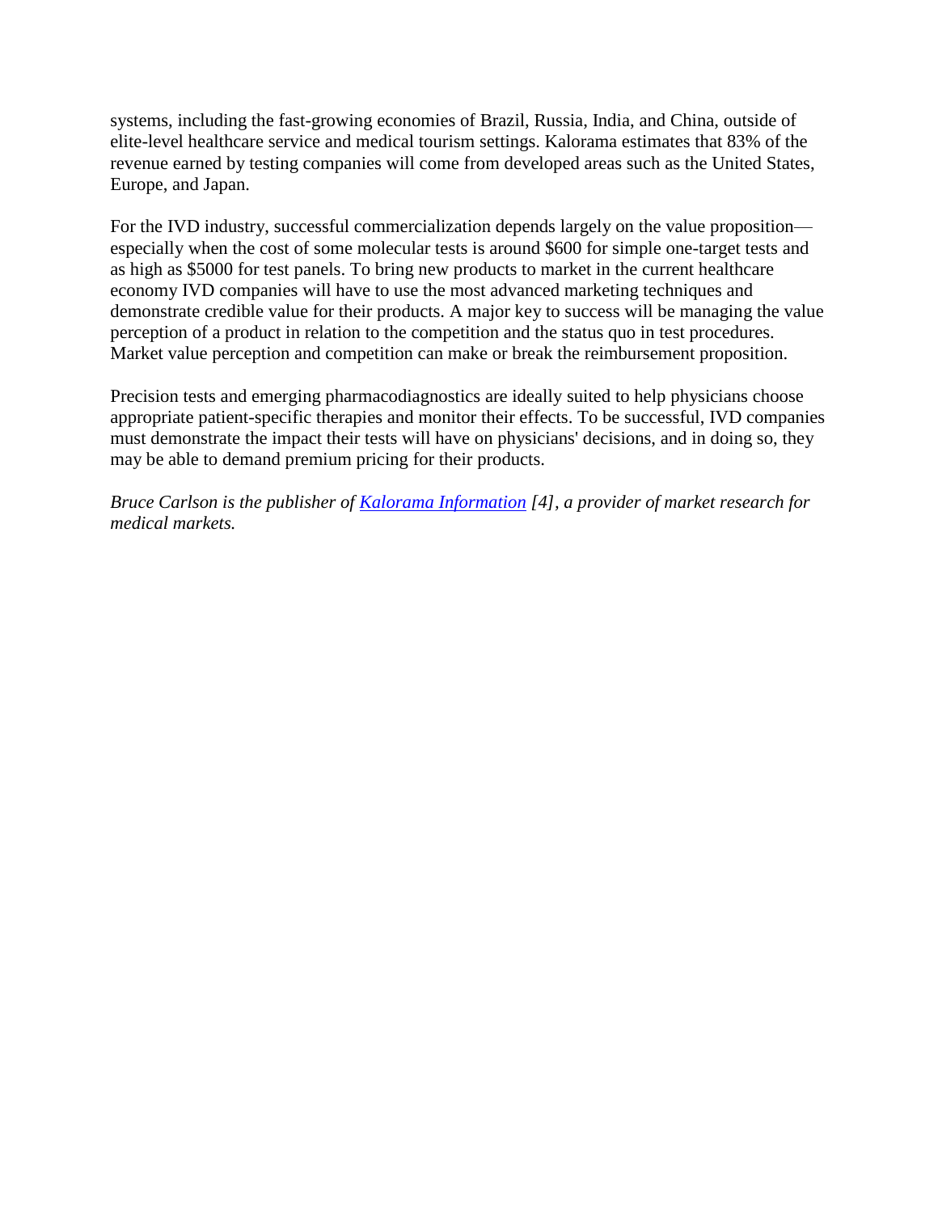systems, including the fast-growing economies of Brazil, Russia, India, and China, outside of elite-level healthcare service and medical tourism settings. Kalorama estimates that 83% of the revenue earned by testing companies will come from developed areas such as the United States, Europe, and Japan.

For the IVD industry, successful commercialization depends largely on the value proposition—especially when the cost of some molecular tests is around $600 for simple one-target tests and as high as $5000 for test panels. To bring new products to market in the current healthcare economy IVD companies will have to use the most advanced marketing techniques and demonstrate credible value for their products. A major key to success will be managing the value perception of a product in relation to the competition and the status quo in test procedures. Market value perception and competition can make or break the reimbursement proposition.

Precision tests and emerging pharmacodiagnostics are ideally suited to help physicians choose appropriate patient-specific therapies and monitor their effects. To be successful, IVD companies must demonstrate the impact their tests will have on physicians' decisions, and in doing so, they may be able to demand premium pricing for their products.

*Bruce Carlson is the publisher of Kalorama Information [4], a provider of market research for medical markets.*